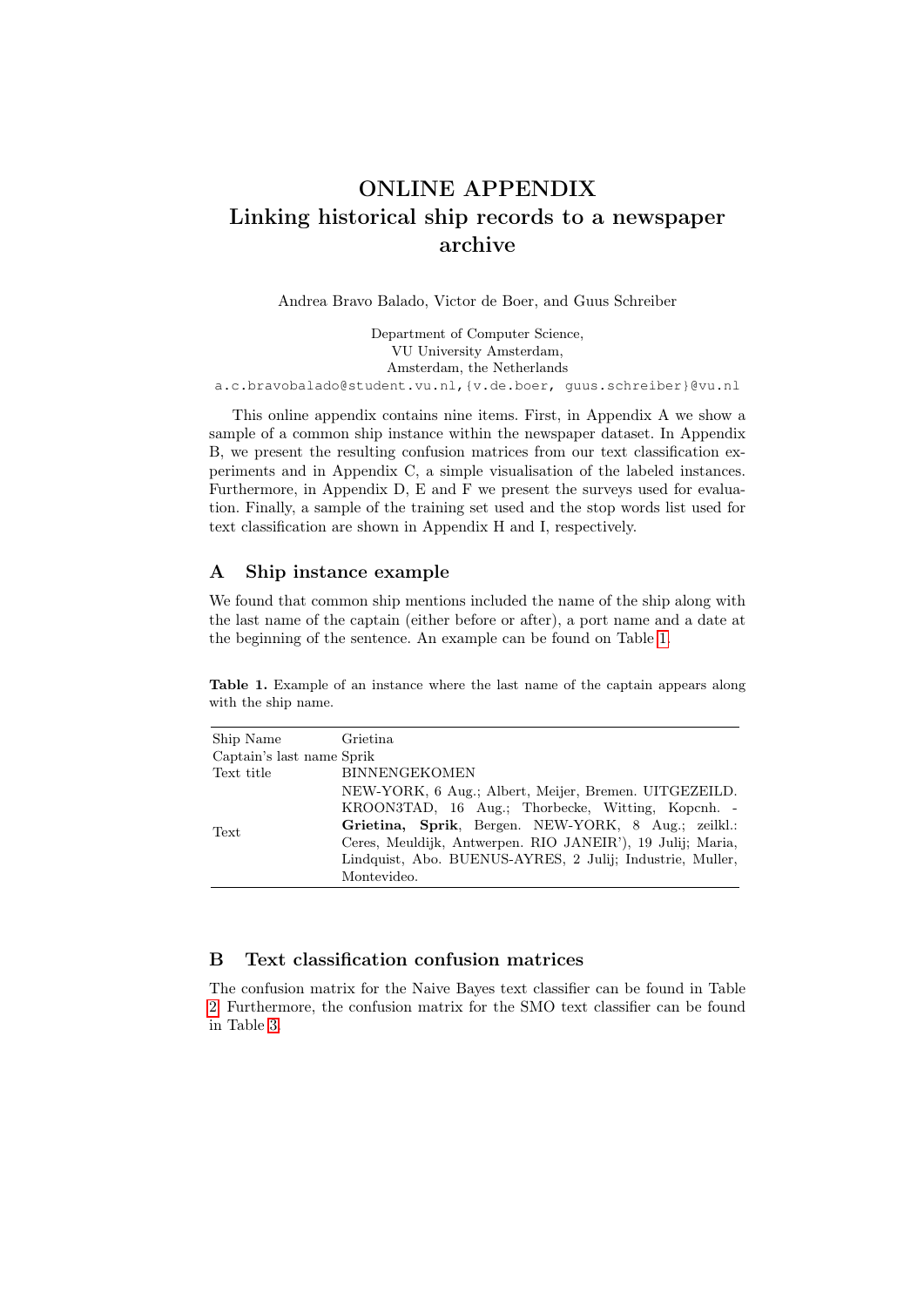# ONLINE APPENDIX
# Linking historical ship records to a newspaper archive

Andrea Bravo Balado, Victor de Boer, and Guus Schreiber

Department of Computer Science,
VU University Amsterdam,
Amsterdam, the Netherlands
a.c.bravobalado@student.vu.nl,{v.de.boer, guus.schreiber}@vu.nl

This online appendix contains nine items. First, in Appendix A we show a sample of a common ship instance within the newspaper dataset. In Appendix B, we present the resulting confusion matrices from our text classification experiments and in Appendix C, a simple visualisation of the labeled instances. Furthermore, in Appendix D, E and F we present the surveys used for evaluation. Finally, a sample of the training set used and the stop words list used for text classification are shown in Appendix H and I, respectively.

## A Ship instance example

We found that common ship mentions included the name of the ship along with the last name of the captain (either before or after), a port name and a date at the beginning of the sentence. An example can be found on Table 1.

**Table 1.** Example of an instance where the last name of the captain appears along with the ship name.

| | |
|---|---|
| Ship Name | Grietina |
| Captain's last name | Sprik |
| Text title | BINNENGEKOMEN |
| Text | NEW-YORK, 6 Aug.; Albert, Meijer, Bremen. UITGEZEILD. KROON3TAD, 16 Aug.; Thorbecke, Witting, Kopcnh. - **Grietina, Sprik**, Bergen. NEW-YORK, 8 Aug.; zeilkl.: Ceres, Meuldijk, Antwerpen. RIO JANEIR'), 19 Julij; Maria, Lindquist, Abo. BUENUS-AYRES, 2 Julij; Industrie, Muller, Montevideo. |

## B Text classification confusion matrices

The confusion matrix for the Naive Bayes text classifier can be found in Table 2. Furthermore, the confusion matrix for the SMO text classifier can be found in Table 3.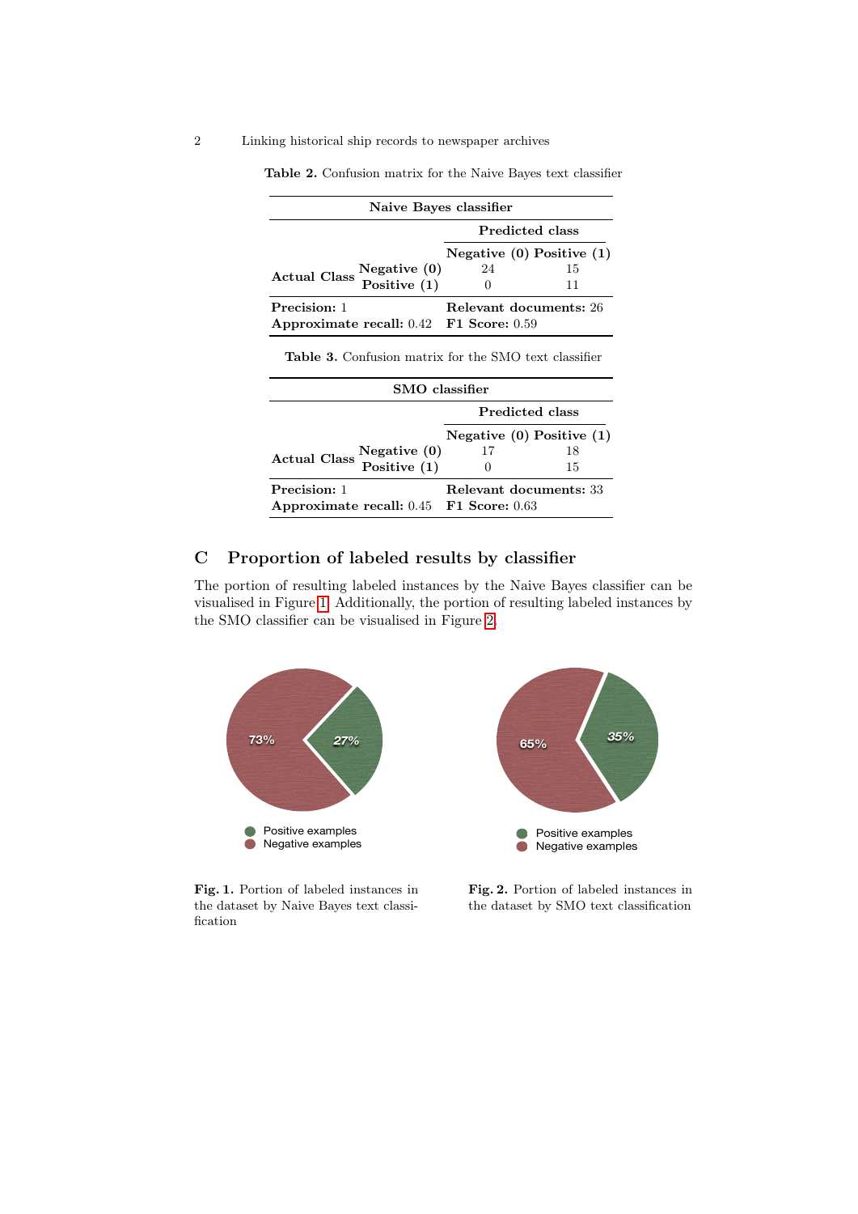**Table 2.** Confusion matrix for the Naive Bayes text classifier

| Naive Bayes classifier | | | |
|---|---|---|---|
| | | Predicted class | |
| | | Negative (0) | Positive (1) |
| Actual Class | Negative (0) | 24 | 15 |
| | Positive (1) | 0 | 11 |
| **Precision:** 1 | | **Relevant documents:** 26 | |
| **Approximate recall:** 0.42 | | **F1 Score:** 0.59 | |

**Table 3.** Confusion matrix for the SMO text classifier

| SMO classifier | | | |
|---|---|---|---|
| | | Predicted class | |
| | | Negative (0) | Positive (1) |
| Actual Class | Negative (0) | 17 | 18 |
| | Positive (1) | 0 | 15 |
| **Precision:** 1 | | **Relevant documents:** 33 | |
| **Approximate recall:** 0.45 | | **F1 Score:** 0.63 | |

## C Proportion of labeled results by classifier

The portion of resulting labeled instances by the Naive Bayes classifier can be visualised in Figure 1. Additionally, the portion of resulting labeled instances by the SMO classifier can be visualised in Figure 2.

**Fig. 1.** Portion of labeled instances in the dataset by Naive Bayes text classification

**Fig. 2.** Portion of labeled instances in the dataset by SMO text classification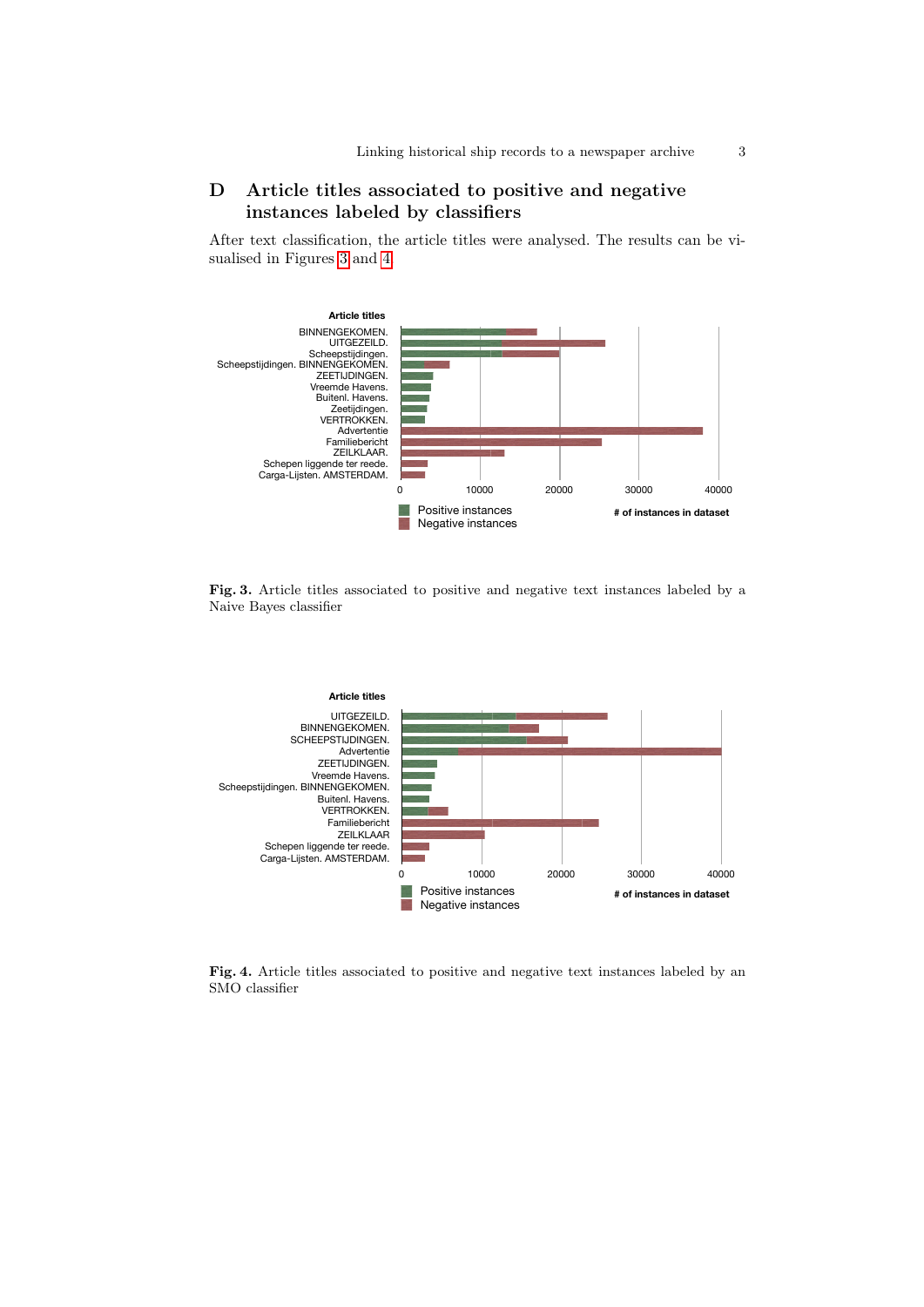## D Article titles associated to positive and negative instances labeled by classifiers

After text classification, the article titles were analysed. The results can be visualised in Figures 3 and 4.

Fig. 3. Article titles associated to positive and negative text instances labeled by a Naive Bayes classifier

Fig. 4. Article titles associated to positive and negative text instances labeled by an SMO classifier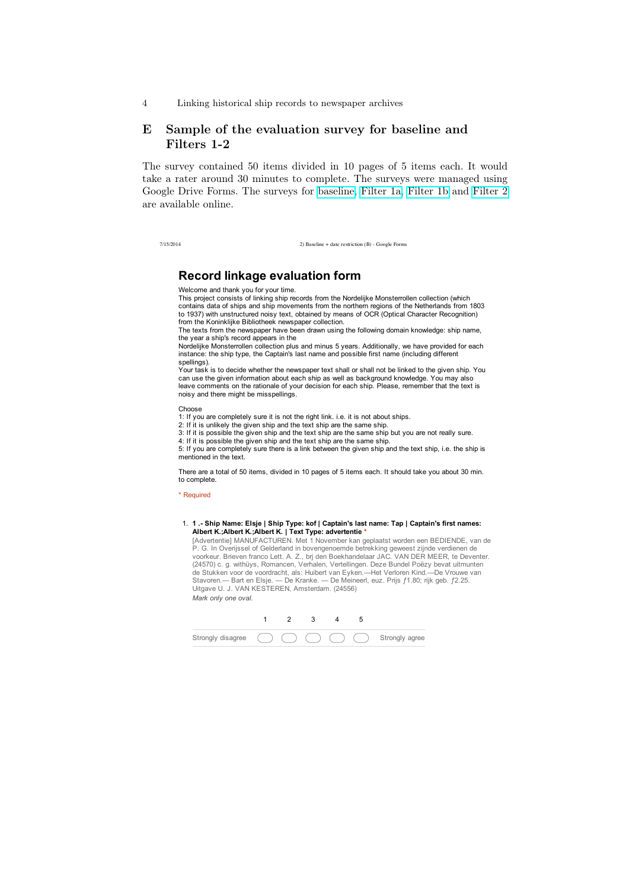## E Sample of the evaluation survey for baseline and Filters 1-2

The survey contained 50 items divided in 10 pages of 5 items each. It would take a rater around 30 minutes to complete. The surveys were managed using Google Drive Forms. The surveys for baseline, Filter 1a, Filter 1b and Filter 2 are available online.

7/15/2014 2) Baseline + date restriction (B) - Google Forms

# Record linkage evaluation form

Welcome and thank you for your time.
This project consists of linking ship records from the Nordelijke Monsterrollen collection (which contains data of ships and ship movements from the northern regions of the Netherlands from 1803 to 1937) with unstructured noisy text, obtained by means of OCR (Optical Character Recognition) from the Koninklijke Bibliotheek newspaper collection.
The texts from the newspaper have been drawn using the following domain knowledge: ship name, the year a ship's record appears in the
Nordelijke Monsterrollen collection plus and minus 5 years. Additionally, we have provided for each instance: the ship type, the Captain's last name and possible first name (including different spellings).
Your task is to decide whether the newspaper text shall or shall not be linked to the given ship. You can use the given information about each ship as well as background knowledge. You may also leave comments on the rationale of your decision for each ship. Please, remember that the text is noisy and there might be misspellings.

Choose
1: If you are completely sure it is not the right link. i.e. it is not about ships.
2: If it is unlikely the given ship and the text ship are the same ship.
3: If it is possible the given ship and the text ship are the same ship but you are not really sure.
4: If it is possible the given ship and the text ship are the same ship.
5: If you are completely sure there is a link between the given ship and the text ship, i.e. the ship is mentioned in the text.

There are a total of 50 items, divided in 10 pages of 5 items each. It should take you about 30 min. to complete.

\* Required

1. **1 .- Ship Name: Elsje | Ship Type: kof | Captain's last name: Tap | Captain's first names: Albert K.;Albert K.;Albert K. | Text Type: advertentie** \*
   [Advertentie] MANUFACTUREN. Met 1 November kan geplaatst worden een BEDIENDE, van de P. G. In Overijssel of Gelderland in bovengenoemde betrekking geweest zijnde verdienen de voorkeur. Brieven franco Lett. A. Z., brj den Boekhandelaar JAC. VAN DER MEER, te Deventer. (24570) c. g. withüys, Romancen, Verhalen, Vertellingen. Deze Bundel Poëzy bevat uitmunten de Stukken voor de voordracht, als: Huibert van Eyken.—Het Verloren Kind.—De Vrouwe van Stavoren.— Bart en Elsje. — De Kranke. — De Meineerl, euz. Prijs ƒ1.80; rijk geb. ƒ2.25. Uitgave U. J. VAN KESTEREN, Amsterdam. (24556)
   *Mark only one oval.*

| | 1 | 2 | 3 | 4 | 5 | |
|---|---|---|---|---|---|---|
| Strongly disagree | ◯ | ◯ | ◯ | ◯ | ◯ | Strongly agree |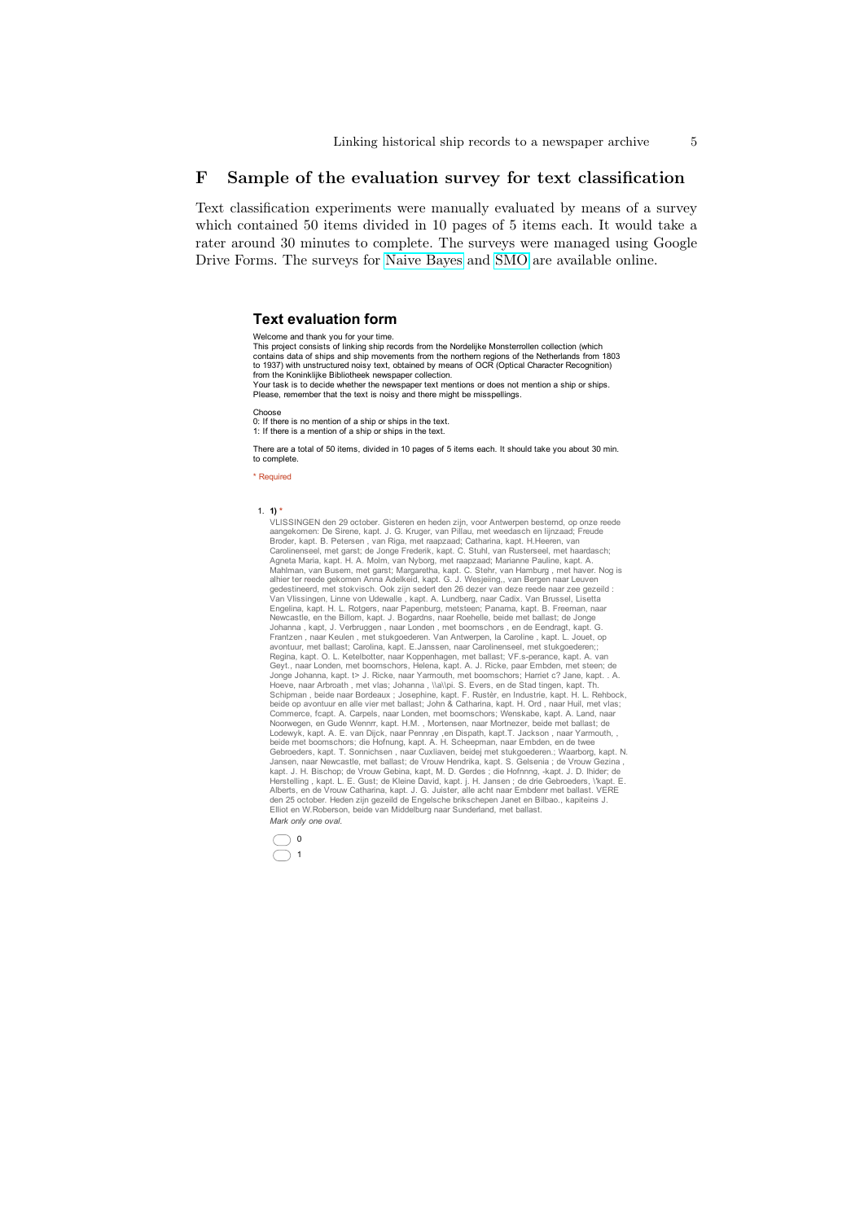## F Sample of the evaluation survey for text classification

Text classification experiments were manually evaluated by means of a survey which contained 50 items divided in 10 pages of 5 items each. It would take a rater around 30 minutes to complete. The surveys were managed using Google Drive Forms. The surveys for Naive Bayes and SMO are available online.

### Text evaluation form

Welcome and thank you for your time.
This project consists of linking ship records from the Nordelijke Monsterrollen collection (which contains data of ships and ship movements from the northern regions of the Netherlands from 1803 to 1937) with unstructured noisy text, obtained by means of OCR (Optical Character Recognition) from the Koninklijke Bibliotheek newspaper collection.
Your task is to decide whether the newspaper text mentions or does not mention a ship or ships.
Please, remember that the text is noisy and there might be misspellings.

Choose
0: If there is no mention of a ship or ships in the text.
1: If there is a mention of a ship or ships in the text.

There are a total of 50 items, divided in 10 pages of 5 items each. It should take you about 30 min. to complete.

\* Required

1. **1)** *

VLISSINGEN den 29 october. Gisteren en heden zijn, voor Antwerpen bestemd, op onze reede aangekomen: De Sirene, kapt. J. G. Kruger, van Pillau, met weedasch en lijnzaad; Freude Broder, kapt. B. Petersen , van Riga, met raapzaad; Catharina, kapt. H.Heeren, van Carolinenseel, met garst; de Jonge Frederik, kapt. C. Stuhl, van Rusterseel, met haardasch; Agneta Maria, kapt. H. A. Molm, van Nyborg, met raapzaad; Marianne Pauline, kapt. A. Mahlman, van Busem, met garst; Margaretha, kapt. C. Stehr, van Hamburg , met haver. Nog is alhier ter reede gekomen Anna Adelkeid, kapt. G. J. Wesjeiing,, van Bergen naar Leuven gedestineerd, met stokvisch. Ook zijn sedert den 26 dezer van deze reede naar zee gezeild : Van Vlissingen, Linne von Udewalle , kapt. A. Lundberg, naar Cadix. Van Brussel, Lisetta Engelina, kapt. H. L. Rotgers, naar Papenburg, metsteen; Panama, kapt. B. Freeman, naar Newcastle, en the Billom, kapt. J. Bogardns, naar Roehelle, beide met ballast; de Jonge Johanna , kapt, J. Verbruggen , naar Londen , met boomschors , en de Eendragt, kapt. G. Frantzen , naar Keulen , met stukgoederen. Van Antwerpen, la Caroline , kapt. L. Jouet, op avontuur, met ballast; Carolina, kapt. E.Janssen, naar Carolinenseel, met stukgoederen;; Regina, kapt. O. L. Ketelbotter, naar Koppenhagen, met ballast; VF.s-perance, kapt. A. van Geyt., naar Londen, met boomschors, Helena, kapt. A. J. Ricke, paar Embden, met steen; de Jonge Johanna, kapt. t> J. Ricke, naar Yarmouth, met boomschors; Harriet c? Jane, kapt. . A. Hoeve, naar Arbroath , met vlas; Johanna , \\a\\pi. S. Evers, en de Stad tingen, kapt. Th. Schipman , beide naar Bordeaux ; Josephine, kapt. F. Rustèr, en Industrie, kapt. H. L. Rehbock, beide op avontuur en alle vier met ballast; John & Catharina, kapt. H. Ord , naar Huil, met vlas; Commerce, fcapt. A. Carpels, naar Londen, met boomschors; Wenskabe, kapt. A. Land, naar Noorwegen, en Gude Wennrr, kapt. H.M. , Mortensen, naar Mortnezer, beide met ballast; de Lodewyk, kapt. A. E. van Dijck, naar Pennray ,en Dispath, kapt.T. Jackson , naar Yarmouth, , beide met boomschors; die Hofnung, kapt. A. H. Scheepman, naar Embden, en de twee Gebroeders, kapt. T. Sonnichsen , naar Cuxliaven, beidej met stukgoederen.; Waarborg, kapt. N. Jansen, naar Newcastle, met ballast; de Vrouw Hendrika, kapt. S. Gelsenia ; de Vrouw Gezina , kapt. J. H. Bischop; de Vrouw Gebina, kapt, M. D. Gerdes ; die Hofnnng, -kapt. J. D. lhider; de Herstelling , kapt. L. E. Gust; de Kleine David, kapt. j. H. Jansen ; de drie Gebroeders, \'kapt. E. Alberts, en de Vrouw Catharina, kapt. J. G. Juister, alle acht naar Embdenr met ballast. VERE den 25 october. Heden zijn gezeild de Engelsche brikschepen Janet en Bilbao., kapiteins J. Elliot en W.Roberson, beide van Middelburg naar Sunderland, met ballast.

*Mark only one oval.*

- 0
- 1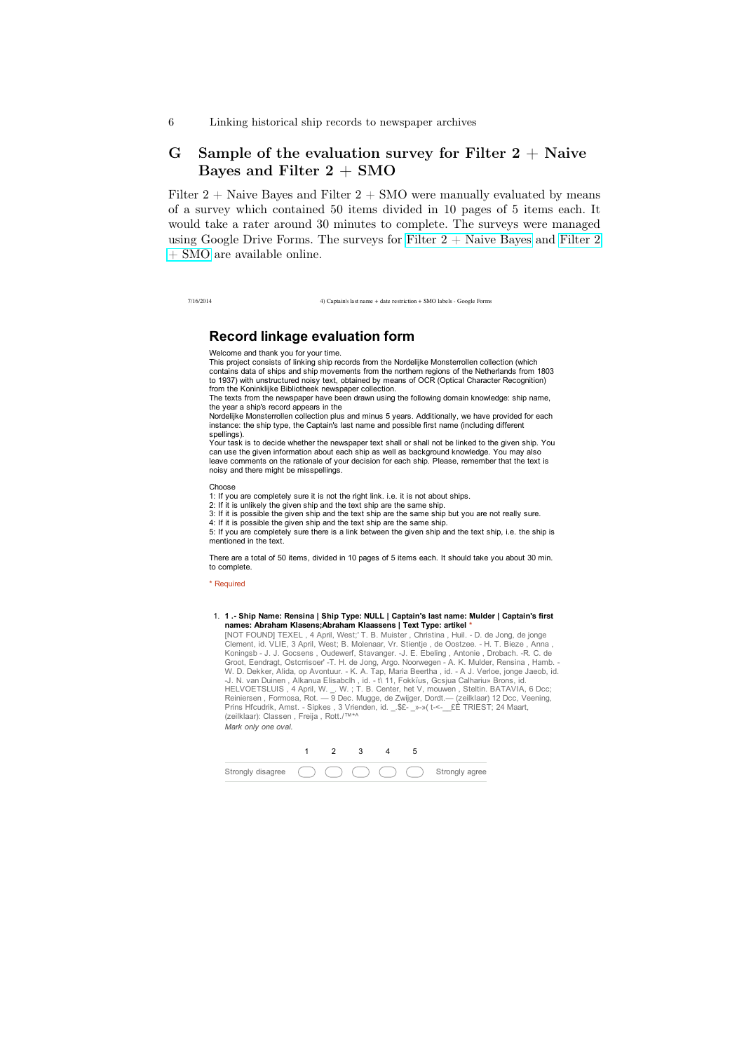## G Sample of the evaluation survey for Filter 2 + Naive Bayes and Filter 2 + SMO

Filter 2 + Naive Bayes and Filter 2 + SMO were manually evaluated by means of a survey which contained 50 items divided in 10 pages of 5 items each. It would take a rater around 30 minutes to complete. The surveys were managed using Google Drive Forms. The surveys for Filter 2 + Naive Bayes and Filter 2 + SMO are available online.

7/16/2014 4) Captain's last name + date restriction + SMO labels - Google Forms

# Record linkage evaluation form

Welcome and thank you for your time.
This project consists of linking ship records from the Nordelijke Monsterrollen collection (which contains data of ships and ship movements from the northern regions of the Netherlands from 1803 to 1937) with unstructured noisy text, obtained by means of OCR (Optical Character Recognition) from the Koninklijke Bibliotheek newspaper collection.
The texts from the newspaper have been drawn using the following domain knowledge: ship name, the year a ship's record appears in the
Nordelijke Monsterrollen collection plus and minus 5 years. Additionally, we have provided for each instance: the ship type, the Captain's last name and possible first name (including different spellings).
Your task is to decide whether the newspaper text shall or shall not be linked to the given ship. You can use the given information about each ship as well as background knowledge. You may also leave comments on the rationale of your decision for each ship. Please, remember that the text is noisy and there might be misspellings.

Choose
1: If you are completely sure it is not the right link. i.e. it is not about ships.
2: If it is unlikely the given ship and the text ship are the same ship.
3: If it is possible the given ship and the text ship are the same ship but you are not really sure.
4: If it is possible the given ship and the text ship are the same ship.
5: If you are completely sure there is a link between the given ship and the text ship, i.e. the ship is mentioned in the text.

There are a total of 50 items, divided in 10 pages of 5 items each. It should take you about 30 min. to complete.

\* Required

1. **1 .- Ship Name: Rensina | Ship Type: NULL | Captain's last name: Mulder | Captain's first names: Abraham Klasens;Abraham Klaassens | Text Type: artikel** *

   [NOT FOUND] TEXEL , 4 April, West;' T. B. Muister , Christina , Huil. - D. de Jong, de jonge Clement, id. VLIE, 3 April, West; B. Molenaar, Vr. Stientje , de Oostzee. - H. T. Bieze , Anna , Koningsb - J. J. Gocsens , Oudewerf, Stavanger. -J. E. Ebeling , Antonie , Drobach. -R. C. de Groot, Eendragt, Ostcrrisoer' -T. H. de Jong, Argo. Noorwegen - A. K. Mulder, Rensina , Hamb. - W. D. Dekker, Alida, op Avontuur. - K. A. Tap, Maria Beertha , id. - A J. Verloe, jonge Jaeob, id. -J. N. van Duinen , Alkanua Elisabclh , id. - t\ 11, Fokkïus, Gcsjua Calhariu» Brons, id. HELVOETSLUIS , 4 April, W. _. W. ; T. B. Center, het V, mouwen , Steltin. BATAVIA, 6 Dcc; Reiniersen , Formosa, Rot. — 9 Dec. Mugge, de Zwijger, Dordt.— (zeilklaar) 12 Dcc, Veening, Prins Hfcudrik, Amst. - Sipkes , 3 Vrienden, id. _.$£-_»-»( t-<-__£E TRIEST; 24 Maart, (zeilklaar): Classen , Freija , Rott./™*^

   *Mark only one oval.*

   | | 1 | 2 | 3 | 4 | 5 | |
   |---|---|---|---|---|---|---|
   | Strongly disagree | ◯ | ◯ | ◯ | ◯ | ◯ | Strongly agree |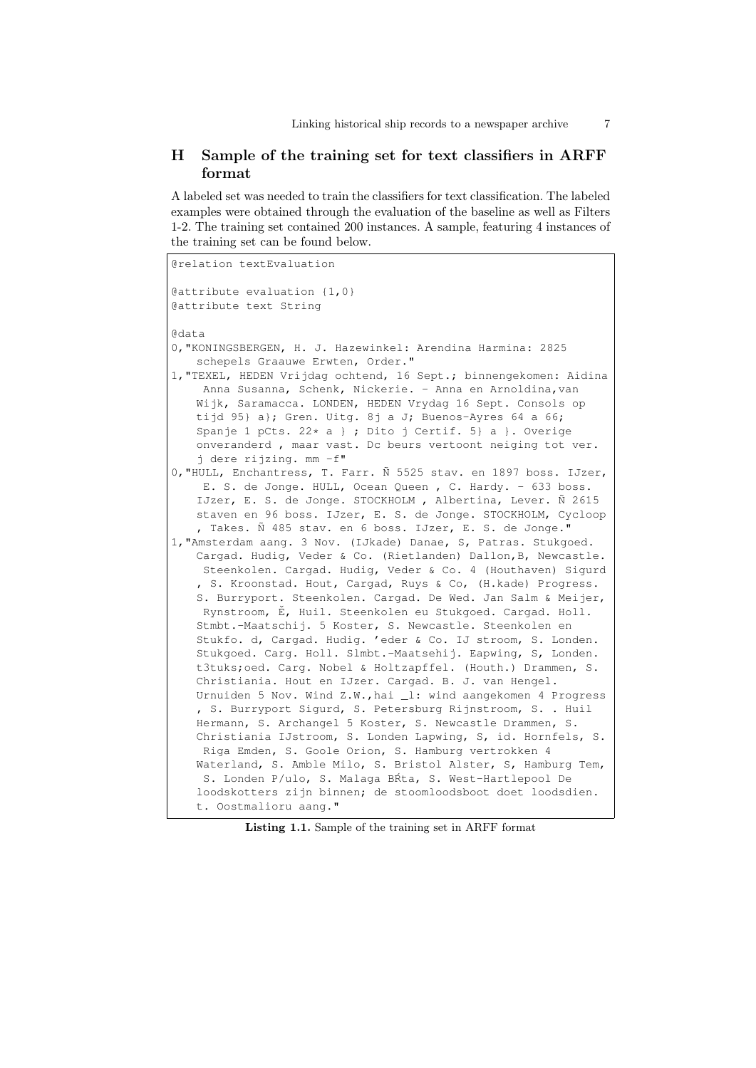## H Sample of the training set for text classifiers in ARFF format

A labeled set was needed to train the classifiers for text classification. The labeled examples were obtained through the evaluation of the baseline as well as Filters 1-2. The training set contained 200 instances. A sample, featuring 4 instances of the training set can be found below.

```
@relation textEvaluation

@attribute evaluation {1,0}
@attribute text String

@data
0,"KONINGSBERGEN, H. J. Hazewinkel: Arendina Harmina: 2825
    schepels Graauwe Erwten, Order."
1,"TEXEL, HEDEN Vrijdag ochtend, 16 Sept.; binnengekomen: Aidina
     Anna Susanna, Schenk, Nickerie. - Anna en Arnoldina,van
    Wijk, Saramacca. LONDEN, HEDEN Vrydag 16 Sept. Consols op
    tijd 95} a}; Gren. Uitg. 8j a J; Buenos-Ayres 64 a 66;
    Spanje 1 pCts. 22* a } ; Dito j Certif. 5} a }. Overige
    onveranderd , maar vast. Dc beurs vertoont neiging tot ver.
    j dere rijzing. mm -f"
0,"HULL, Enchantress, T. Farr. Ñ 5525 stav. en 1897 boss. IJzer,
     E. S. de Jonge. HULL, Ocean Queen , C. Hardy. - 633 boss.
    IJzer, E. S. de Jonge. STOCKHOLM , Albertina, Lever. Ñ 2615
    staven en 96 boss. IJzer, E. S. de Jonge. STOCKHOLM, Cycloop
    , Takes. Ñ 485 stav. en 6 boss. IJzer, E. S. de Jonge."
1,"Amsterdam aang. 3 Nov. (IJkade) Danae, S, Patras. Stukgoed.
    Cargad. Hudig, Veder & Co. (Rietlanden) Dallon,B, Newcastle.
     Steenkolen. Cargad. Hudig, Veder & Co. 4 (Houthaven) Sigurd
    , S. Kroonstad. Hout, Cargad, Ruys & Co, (H.kade) Progress.
    S. Burryport. Steenkolen. Cargad. De Wed. Jan Salm & Meijer,
     Rynstroom, Ĕ, Huil. Steenkolen eu Stukgoed. Cargad. Holl.
    Stmbt.-Maatschij. 5 Koster, S. Newcastle. Steenkolen en
    Stukfo. d, Cargad. Hudig. 'eder & Co. IJ stroom, S. Londen.
    Stukgoed. Carg. Holl. Slmbt.-Maatsehij. Eapwing, S, Londen.
    t3tuks;oed. Carg. Nobel & Holtzapffel. (Houth.) Drammen, S.
    Christiania. Hout en IJzer. Cargad. B. J. van Hengel.
    Urnuiden 5 Nov. Wind Z.W.,hai _l: wind aangekomen 4 Progress
    , S. Burryport Sigurd, S. Petersburg Rijnstroom, S. . Huil
    Hermann, S. Archangel 5 Koster, S. Newcastle Drammen, S.
    Christiania IJstroom, S. Londen Lapwing, S, id. Hornfels, S.
     Riga Emden, S. Goole Orion, S. Hamburg vertrokken 4
    Waterland, S. Amble Milo, S. Bristol Alster, S, Hamburg Tem,
     S. Londen P/ulo, S. Malaga BŔta, S. West-Hartlepool De
    loodskotters zijn binnen; de stoomloodsboot doet loodsdien.
    t. Oostmalioru aang."
```

**Listing 1.1.** Sample of the training set in ARFF format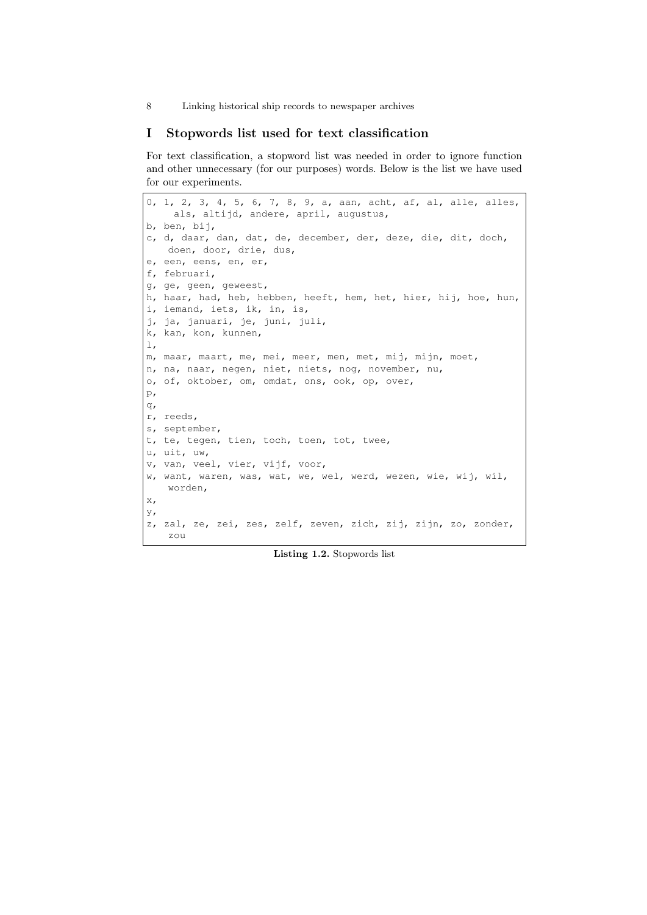## I Stopwords list used for text classification

For text classification, a stopword list was needed in order to ignore function and other unnecessary (for our purposes) words. Below is the list we have used for our experiments.

```
0, 1, 2, 3, 4, 5, 6, 7, 8, 9, a, aan, acht, af, al, alle, alles,
    als, altijd, andere, april, augustus,
b, ben, bij,
c, d, daar, dan, dat, de, december, der, deze, die, dit, doch,
   doen, door, drie, dus,
e, een, eens, en, er,
f, februari,
g, ge, geen, geweest,
h, haar, had, heb, hebben, heeft, hem, het, hier, hij, hoe, hun,
i, iemand, iets, ik, in, is,
j, ja, januari, je, juni, juli,
k, kan, kon, kunnen,
l,
m, maar, maart, me, mei, meer, men, met, mij, mijn, moet,
n, na, naar, negen, niet, niets, nog, november, nu,
o, of, oktober, om, omdat, ons, ook, op, over,
p,
q,
r, reeds,
s, september,
t, te, tegen, tien, toch, toen, tot, twee,
u, uit, uw,
v, van, veel, vier, vijf, voor,
w, want, waren, was, wat, we, wel, werd, wezen, wie, wij, wil,
   worden,
x,
y,
z, zal, ze, zei, zes, zelf, zeven, zich, zij, zijn, zo, zonder,
   zou
```

**Listing 1.2.** Stopwords list